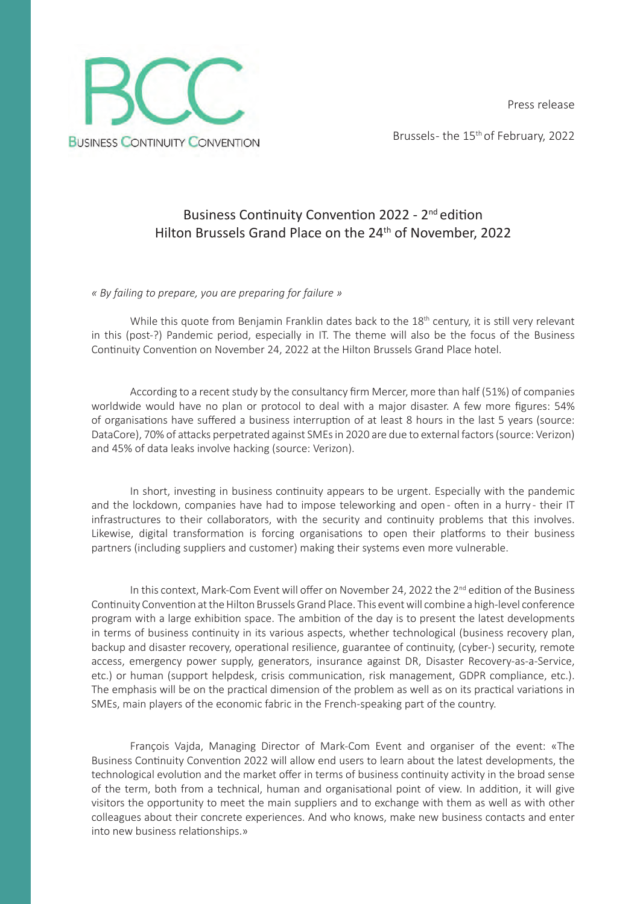BCC
BUSINESS CONTINUITY CONVENTION

Press release

Brussels- the 15th of February, 2022

# Business Continuity Convention 2022 - 2nd edition
# Hilton Brussels Grand Place on the 24th of November, 2022

*« By failing to prepare, you are preparing for failure »*

While this quote from Benjamin Franklin dates back to the 18th century, it is still very relevant in this (post-?) Pandemic period, especially in IT. The theme will also be the focus of the Business Continuity Convention on November 24, 2022 at the Hilton Brussels Grand Place hotel.

According to a recent study by the consultancy firm Mercer, more than half (51%) of companies worldwide would have no plan or protocol to deal with a major disaster. A few more figures: 54% of organisations have suffered a business interruption of at least 8 hours in the last 5 years (source: DataCore), 70% of attacks perpetrated against SMEs in 2020 are due to external factors (source: Verizon) and 45% of data leaks involve hacking (source: Verizon).

In short, investing in business continuity appears to be urgent. Especially with the pandemic and the lockdown, companies have had to impose teleworking and open - often in a hurry - their IT infrastructures to their collaborators, with the security and continuity problems that this involves. Likewise, digital transformation is forcing organisations to open their platforms to their business partners (including suppliers and customer) making their systems even more vulnerable.

In this context, Mark-Com Event will offer on November 24, 2022 the 2nd edition of the Business Continuity Convention at the Hilton Brussels Grand Place. This event will combine a high-level conference program with a large exhibition space. The ambition of the day is to present the latest developments in terms of business continuity in its various aspects, whether technological (business recovery plan, backup and disaster recovery, operational resilience, guarantee of continuity, (cyber-) security, remote access, emergency power supply, generators, insurance against DR, Disaster Recovery-as-a-Service, etc.) or human (support helpdesk, crisis communication, risk management, GDPR compliance, etc.). The emphasis will be on the practical dimension of the problem as well as on its practical variations in SMEs, main players of the economic fabric in the French-speaking part of the country.

François Vajda, Managing Director of Mark-Com Event and organiser of the event: «The Business Continuity Convention 2022 will allow end users to learn about the latest developments, the technological evolution and the market offer in terms of business continuity activity in the broad sense of the term, both from a technical, human and organisational point of view. In addition, it will give visitors the opportunity to meet the main suppliers and to exchange with them as well as with other colleagues about their concrete experiences. And who knows, make new business contacts and enter into new business relationships.»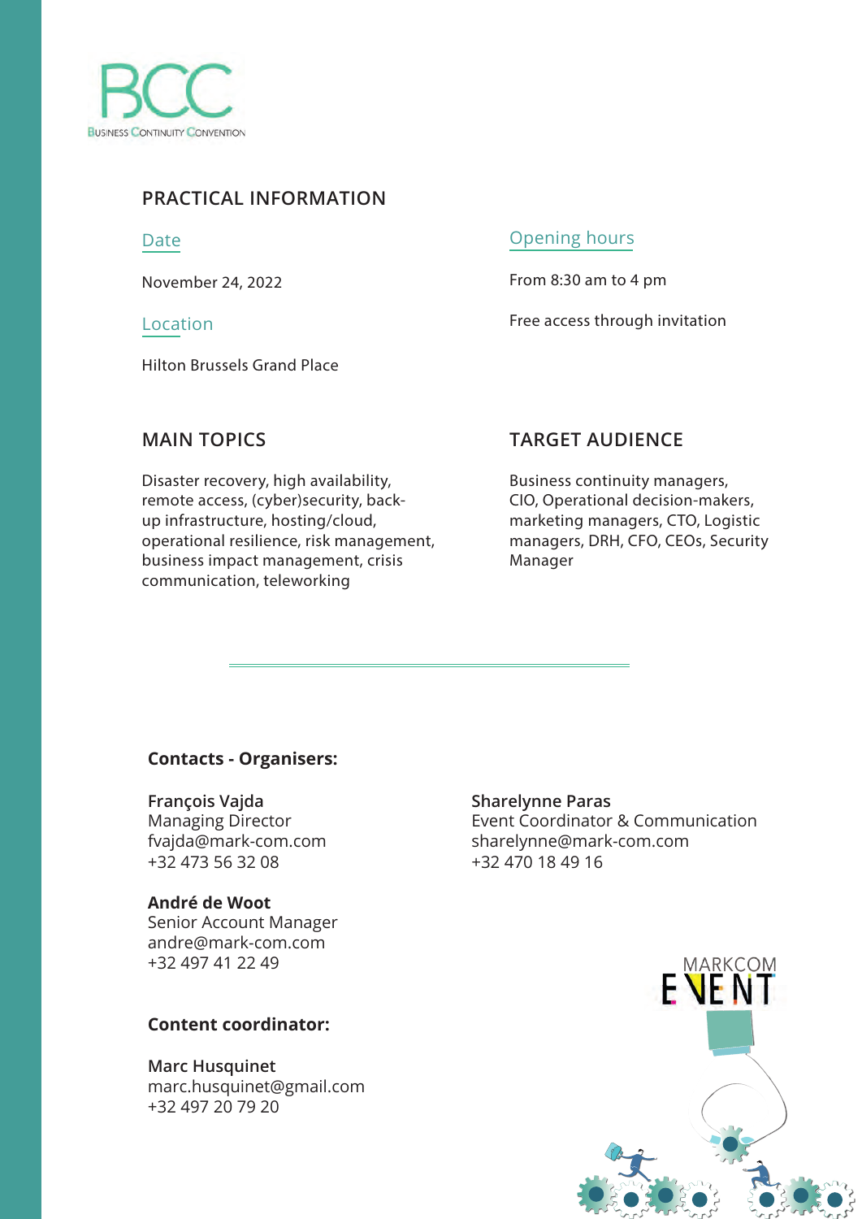BCC

Business Continuity Convention

## PRACTICAL INFORMATION

### Date

November 24, 2022

### Location

Hilton Brussels Grand Place

### Opening hours

From 8:30 am to 4 pm

Free access through invitation

## MAIN TOPICS

Disaster recovery, high availability, remote access, (cyber)security, back-up infrastructure, hosting/cloud, operational resilience, risk management, business impact management, crisis communication, teleworking

## TARGET AUDIENCE

Business continuity managers, CIO, Operational decision-makers, marketing managers, CTO, Logistic managers, DRH, CFO, CEOs, Security Manager

---

**Contacts - Organisers:**

**François Vajda**
Managing Director
fvajda@mark-com.com
+32 473 56 32 08

**André de Woot**
Senior Account Manager
andre@mark-com.com
+32 497 41 22 49

**Sharelynne Paras**
Event Coordinator & Communication
sharelynne@mark-com.com
+32 470 18 49 16

**Content coordinator:**

**Marc Husquinet**
marc.husquinet@gmail.com
+32 497 20 79 20

MARKCOM EVENT